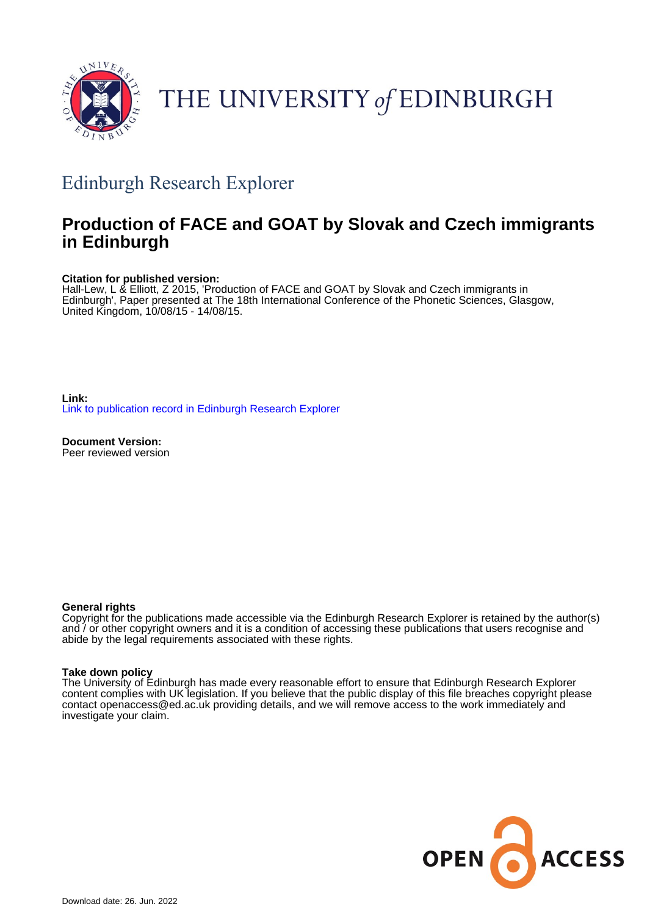# THE UNIVERSITY of EDINBURGH

## Edinburgh Research Explorer

# Production of FACE and GOAT by Slovak and Czech immigrants in Edinburgh

**Citation for published version:**
Hall-Lew, L & Elliott, Z 2015, 'Production of FACE and GOAT by Slovak and Czech immigrants in Edinburgh', Paper presented at The 18th International Conference of the Phonetic Sciences, Glasgow, United Kingdom, 10/08/15 - 14/08/15.

**Link:**
Link to publication record in Edinburgh Research Explorer

**Document Version:**
Peer reviewed version

**General rights**
Copyright for the publications made accessible via the Edinburgh Research Explorer is retained by the author(s) and / or other copyright owners and it is a condition of accessing these publications that users recognise and abide by the legal requirements associated with these rights.

**Take down policy**
The University of Edinburgh has made every reasonable effort to ensure that Edinburgh Research Explorer content complies with UK legislation. If you believe that the public display of this file breaches copyright please contact openaccess@ed.ac.uk providing details, and we will remove access to the work immediately and investigate your claim.

OPEN ACCESS

Download date: 26. Jun. 2022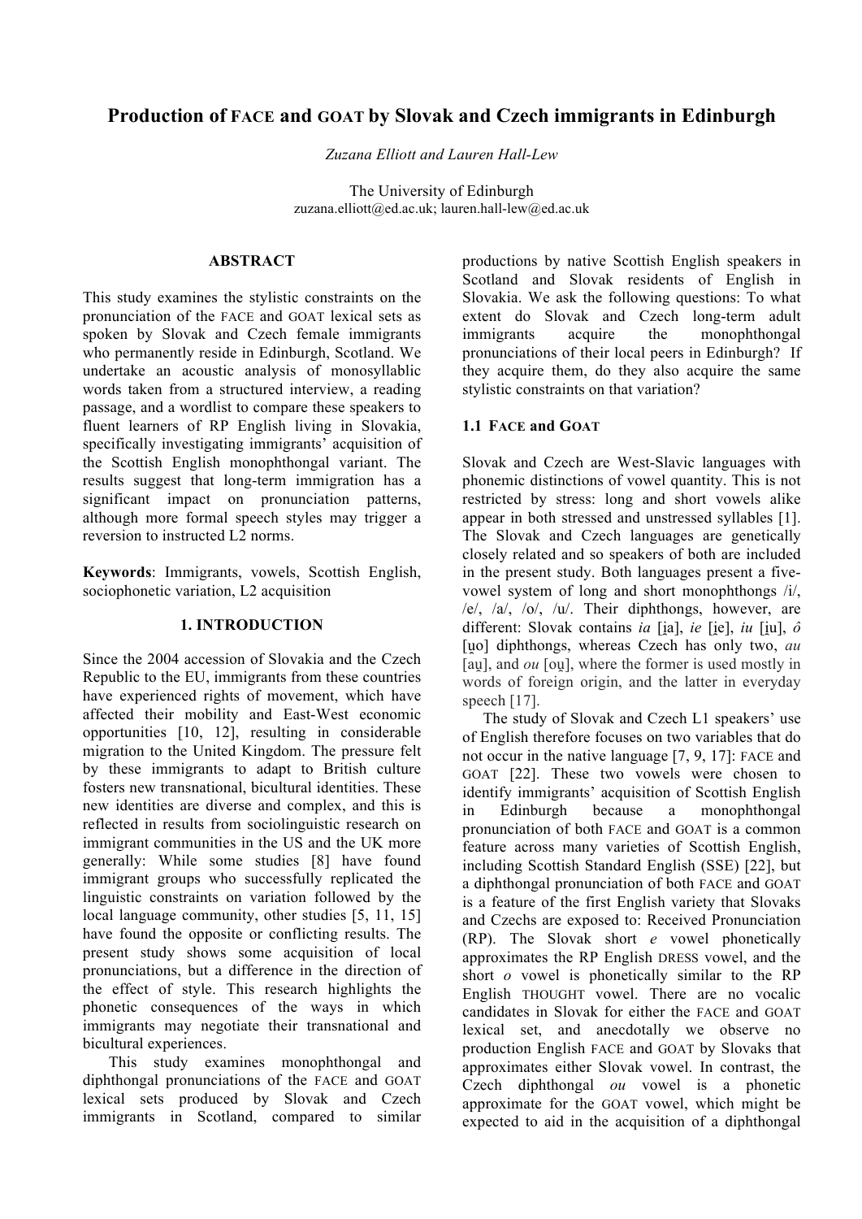# Production of FACE and GOAT by Slovak and Czech immigrants in Edinburgh

*Zuzana Elliott and Lauren Hall-Lew*

The University of Edinburgh
zuzana.elliott@ed.ac.uk; lauren.hall-lew@ed.ac.uk

## ABSTRACT

This study examines the stylistic constraints on the pronunciation of the FACE and GOAT lexical sets as spoken by Slovak and Czech female immigrants who permanently reside in Edinburgh, Scotland. We undertake an acoustic analysis of monosyllablic words taken from a structured interview, a reading passage, and a wordlist to compare these speakers to fluent learners of RP English living in Slovakia, specifically investigating immigrants' acquisition of the Scottish English monophthongal variant. The results suggest that long-term immigration has a significant impact on pronunciation patterns, although more formal speech styles may trigger a reversion to instructed L2 norms.

**Keywords**: Immigrants, vowels, Scottish English, sociophonetic variation, L2 acquisition

## 1. INTRODUCTION

Since the 2004 accession of Slovakia and the Czech Republic to the EU, immigrants from these countries have experienced rights of movement, which have affected their mobility and East-West economic opportunities [10, 12], resulting in considerable migration to the United Kingdom. The pressure felt by these immigrants to adapt to British culture fosters new transnational, bicultural identities. These new identities are diverse and complex, and this is reflected in results from sociolinguistic research on immigrant communities in the US and the UK more generally: While some studies [8] have found immigrant groups who successfully replicated the linguistic constraints on variation followed by the local language community, other studies [5, 11, 15] have found the opposite or conflicting results. The present study shows some acquisition of local pronunciations, but a difference in the direction of the effect of style. This research highlights the phonetic consequences of the ways in which immigrants may negotiate their transnational and bicultural experiences.

This study examines monophthongal and diphthongal pronunciations of the FACE and GOAT lexical sets produced by Slovak and Czech immigrants in Scotland, compared to similar productions by native Scottish English speakers in Scotland and Slovak residents of English in Slovakia. We ask the following questions: To what extent do Slovak and Czech long-term adult immigrants acquire the monophthongal pronunciations of their local peers in Edinburgh? If they acquire them, do they also acquire the same stylistic constraints on that variation?

### 1.1 FACE and GOAT

Slovak and Czech are West-Slavic languages with phonemic distinctions of vowel quantity. This is not restricted by stress: long and short vowels alike appear in both stressed and unstressed syllables [1]. The Slovak and Czech languages are genetically closely related and so speakers of both are included in the present study. Both languages present a five-vowel system of long and short monophthongs /i/, /e/, /a/, /o/, /u/. Their diphthongs, however, are different: Slovak contains *ia* [i̯a], *ie* [i̯e], *iu* [i̯u], *ô* [u̯o] diphthongs, whereas Czech has only two, *au* [au̯], and *ou* [ou̯], where the former is used mostly in words of foreign origin, and the latter in everyday speech [17].

The study of Slovak and Czech L1 speakers' use of English therefore focuses on two variables that do not occur in the native language [7, 9, 17]: FACE and GOAT [22]. These two vowels were chosen to identify immigrants' acquisition of Scottish English in Edinburgh because a monophthongal pronunciation of both FACE and GOAT is a common feature across many varieties of Scottish English, including Scottish Standard English (SSE) [22], but a diphthongal pronunciation of both FACE and GOAT is a feature of the first English variety that Slovaks and Czechs are exposed to: Received Pronunciation (RP). The Slovak short *e* vowel phonetically approximates the RP English DRESS vowel, and the short *o* vowel is phonetically similar to the RP English THOUGHT vowel. There are no vocalic candidates in Slovak for either the FACE and GOAT lexical set, and anecdotally we observe no production English FACE and GOAT by Slovaks that approximates either Slovak vowel. In contrast, the Czech diphthongal *ou* vowel is a phonetic approximate for the GOAT vowel, which might be expected to aid in the acquisition of a diphthongal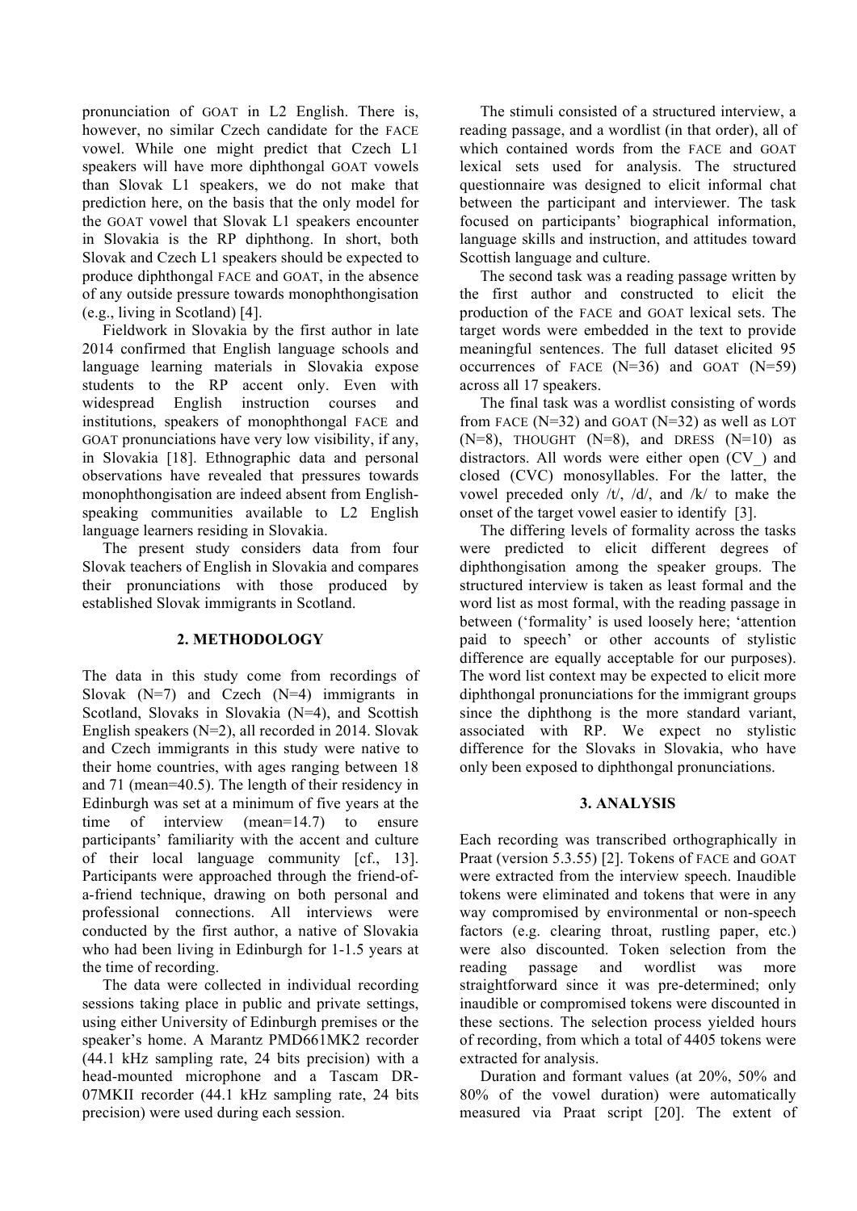pronunciation of GOAT in L2 English. There is, however, no similar Czech candidate for the FACE vowel. While one might predict that Czech L1 speakers will have more diphthongal GOAT vowels than Slovak L1 speakers, we do not make that prediction here, on the basis that the only model for the GOAT vowel that Slovak L1 speakers encounter in Slovakia is the RP diphthong. In short, both Slovak and Czech L1 speakers should be expected to produce diphthongal FACE and GOAT, in the absence of any outside pressure towards monophthongisation (e.g., living in Scotland) [4].

Fieldwork in Slovakia by the first author in late 2014 confirmed that English language schools and language learning materials in Slovakia expose students to the RP accent only. Even with widespread English instruction courses and institutions, speakers of monophthongal FACE and GOAT pronunciations have very low visibility, if any, in Slovakia [18]. Ethnographic data and personal observations have revealed that pressures towards monophthongisation are indeed absent from English-speaking communities available to L2 English language learners residing in Slovakia.

The present study considers data from four Slovak teachers of English in Slovakia and compares their pronunciations with those produced by established Slovak immigrants in Scotland.

## 2. METHODOLOGY

The data in this study come from recordings of Slovak (N=7) and Czech (N=4) immigrants in Scotland, Slovaks in Slovakia (N=4), and Scottish English speakers (N=2), all recorded in 2014. Slovak and Czech immigrants in this study were native to their home countries, with ages ranging between 18 and 71 (mean=40.5). The length of their residency in Edinburgh was set at a minimum of five years at the time of interview (mean=14.7) to ensure participants' familiarity with the accent and culture of their local language community [cf., 13]. Participants were approached through the friend-of-a-friend technique, drawing on both personal and professional connections. All interviews were conducted by the first author, a native of Slovakia who had been living in Edinburgh for 1-1.5 years at the time of recording.

The data were collected in individual recording sessions taking place in public and private settings, using either University of Edinburgh premises or the speaker's home. A Marantz PMD661MK2 recorder (44.1 kHz sampling rate, 24 bits precision) with a head-mounted microphone and a Tascam DR-07MKII recorder (44.1 kHz sampling rate, 24 bits precision) were used during each session.

The stimuli consisted of a structured interview, a reading passage, and a wordlist (in that order), all of which contained words from the FACE and GOAT lexical sets used for analysis. The structured questionnaire was designed to elicit informal chat between the participant and interviewer. The task focused on participants' biographical information, language skills and instruction, and attitudes toward Scottish language and culture.

The second task was a reading passage written by the first author and constructed to elicit the production of the FACE and GOAT lexical sets. The target words were embedded in the text to provide meaningful sentences. The full dataset elicited 95 occurrences of FACE (N=36) and GOAT (N=59) across all 17 speakers.

The final task was a wordlist consisting of words from FACE (N=32) and GOAT (N=32) as well as LOT (N=8), THOUGHT (N=8), and DRESS (N=10) as distractors. All words were either open (CV_) and closed (CVC) monosyllables. For the latter, the vowel preceded only /t/, /d/, and /k/ to make the onset of the target vowel easier to identify [3].

The differing levels of formality across the tasks were predicted to elicit different degrees of diphthongisation among the speaker groups. The structured interview is taken as least formal and the word list as most formal, with the reading passage in between ('formality' is used loosely here; 'attention paid to speech' or other accounts of stylistic difference are equally acceptable for our purposes). The word list context may be expected to elicit more diphthongal pronunciations for the immigrant groups since the diphthong is the more standard variant, associated with RP. We expect no stylistic difference for the Slovaks in Slovakia, who have only been exposed to diphthongal pronunciations.

## 3. ANALYSIS

Each recording was transcribed orthographically in Praat (version 5.3.55) [2]. Tokens of FACE and GOAT were extracted from the interview speech. Inaudible tokens were eliminated and tokens that were in any way compromised by environmental or non-speech factors (e.g. clearing throat, rustling paper, etc.) were also discounted. Token selection from the reading passage and wordlist was more straightforward since it was pre-determined; only inaudible or compromised tokens were discounted in these sections. The selection process yielded hours of recording, from which a total of 4405 tokens were extracted for analysis.

Duration and formant values (at 20%, 50% and 80% of the vowel duration) were automatically measured via Praat script [20]. The extent of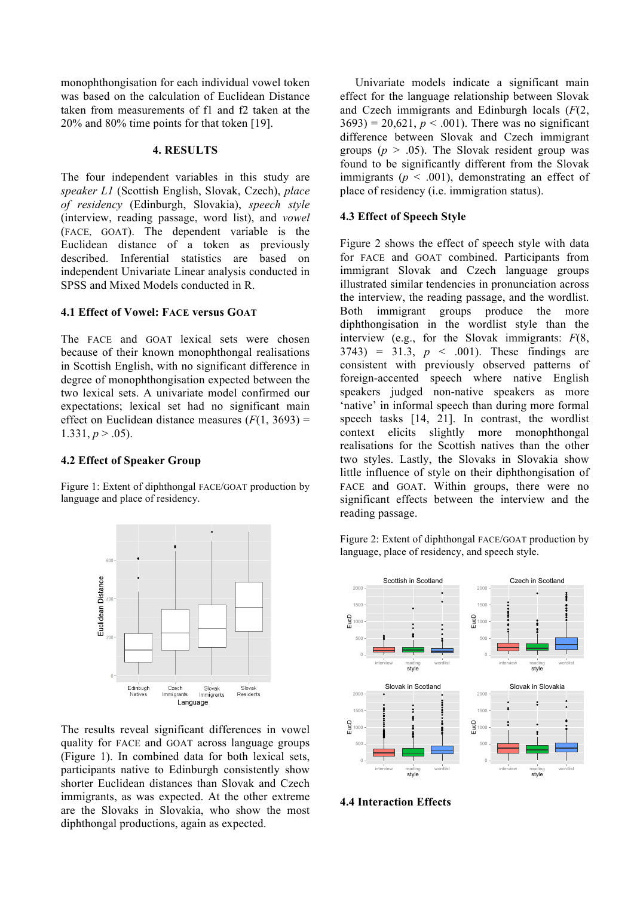monophthongisation for each individual vowel token was based on the calculation of Euclidean Distance taken from measurements of f1 and f2 taken at the 20% and 80% time points for that token [19].

## 4. RESULTS

The four independent variables in this study are *speaker L1* (Scottish English, Slovak, Czech), *place of residency* (Edinburgh, Slovakia), *speech style* (interview, reading passage, word list), and *vowel* (FACE, GOAT). The dependent variable is the Euclidean distance of a token as previously described. Inferential statistics are based on independent Univariate Linear analysis conducted in SPSS and Mixed Models conducted in R.

### 4.1 Effect of Vowel: FACE versus GOAT

The FACE and GOAT lexical sets were chosen because of their known monophthongal realisations in Scottish English, with no significant difference in degree of monophthongisation expected between the two lexical sets. A univariate model confirmed our expectations; lexical set had no significant main effect on Euclidean distance measures ($F(1, 3693) = 1.331$, $p > .05$).

### 4.2 Effect of Speaker Group

Figure 1: Extent of diphthongal FACE/GOAT production by language and place of residency.

The results reveal significant differences in vowel quality for FACE and GOAT across language groups (Figure 1). In combined data for both lexical sets, participants native to Edinburgh consistently show shorter Euclidean distances than Slovak and Czech immigrants, as was expected. At the other extreme are the Slovaks in Slovakia, who show the most diphthongal productions, again as expected.

Univariate models indicate a significant main effect for the language relationship between Slovak and Czech immigrants and Edinburgh locals ($F(2, 3693) = 20{,}621$, $p < .001$). There was no significant difference between Slovak and Czech immigrant groups ($p > .05$). The Slovak resident group was found to be significantly different from the Slovak immigrants ($p < .001$), demonstrating an effect of place of residency (i.e. immigration status).

### 4.3 Effect of Speech Style

Figure 2 shows the effect of speech style with data for FACE and GOAT combined. Participants from immigrant Slovak and Czech language groups illustrated similar tendencies in pronunciation across the interview, the reading passage, and the wordlist. Both immigrant groups produce the more diphthongisation in the wordlist style than the interview (e.g., for the Slovak immigrants: $F(8, 3743) = 31.3$, $p < .001$). These findings are consistent with previously observed patterns of foreign-accented speech where native English speakers judged non-native speakers as more 'native' in informal speech than during more formal speech tasks [14, 21]. In contrast, the wordlist context elicits slightly more monophthongal realisations for the Scottish natives than the other two styles. Lastly, the Slovaks in Slovakia show little influence of style on their diphthongisation of FACE and GOAT. Within groups, there were no significant effects between the interview and the reading passage.

Figure 2: Extent of diphthongal FACE/GOAT production by language, place of residency, and speech style.

### 4.4 Interaction Effects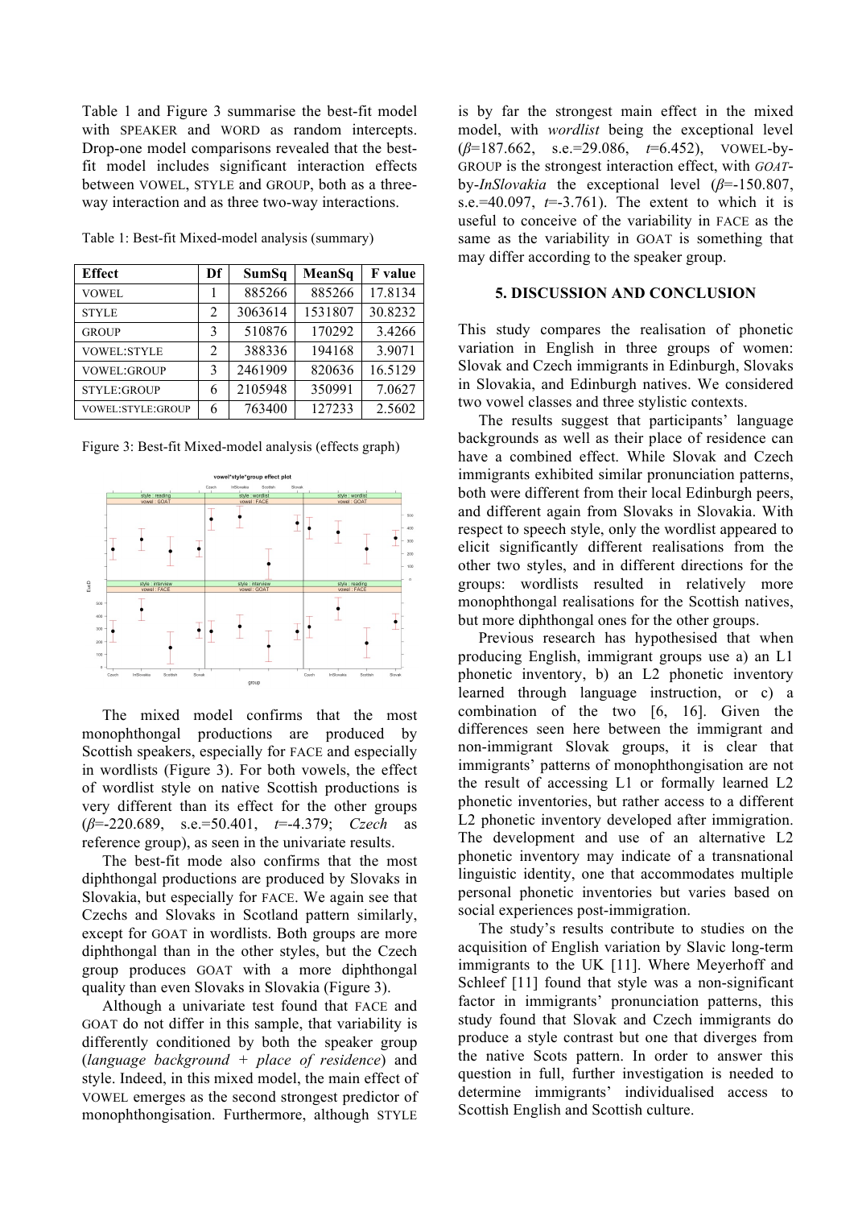Table 1 and Figure 3 summarise the best-fit model with SPEAKER and WORD as random intercepts. Drop-one model comparisons revealed that the best-fit model includes significant interaction effects between VOWEL, STYLE and GROUP, both as a three-way interaction and as three two-way interactions.

Table 1: Best-fit Mixed-model analysis (summary)

| Effect | Df | SumSq | MeanSq | F value |
|---|---|---|---|---|
| VOWEL | 1 | 885266 | 885266 | 17.8134 |
| STYLE | 2 | 3063614 | 1531807 | 30.8232 |
| GROUP | 3 | 510876 | 170292 | 3.4266 |
| VOWEL:STYLE | 2 | 388336 | 194168 | 3.9071 |
| VOWEL:GROUP | 3 | 2461909 | 820636 | 16.5129 |
| STYLE:GROUP | 6 | 2105948 | 350991 | 7.0627 |
| VOWEL:STYLE:GROUP | 6 | 763400 | 127233 | 2.5602 |

Figure 3: Best-fit Mixed-model analysis (effects graph)

The mixed model confirms that the most monophthongal productions are produced by Scottish speakers, especially for FACE and especially in wordlists (Figure 3). For both vowels, the effect of wordlist style on native Scottish productions is very different than its effect for the other groups ($\beta$=-220.689, s.e.=50.401, $t$=-4.379; *Czech* as reference group), as seen in the univariate results.

The best-fit mode also confirms that the most diphthongal productions are produced by Slovaks in Slovakia, but especially for FACE. We again see that Czechs and Slovaks in Scotland pattern similarly, except for GOAT in wordlists. Both groups are more diphthongal than in the other styles, but the Czech group produces GOAT with a more diphthongal quality than even Slovaks in Slovakia (Figure 3).

Although a univariate test found that FACE and GOAT do not differ in this sample, that variability is differently conditioned by both the speaker group (*language background* + *place of residence*) and style. Indeed, in this mixed model, the main effect of VOWEL emerges as the second strongest predictor of monophthongisation. Furthermore, although STYLE is by far the strongest main effect in the mixed model, with *wordlist* being the exceptional level ($\beta$=187.662, s.e.=29.086, $t$=6.452), VOWEL-by-GROUP is the strongest interaction effect, with *GOAT*-by-*InSlovakia* the exceptional level ($\beta$=-150.807, s.e.=40.097, $t$=-3.761). The extent to which it is useful to conceive of the variability in FACE as the same as the variability in GOAT is something that may differ according to the speaker group.

## 5. DISCUSSION AND CONCLUSION

This study compares the realisation of phonetic variation in English in three groups of women: Slovak and Czech immigrants in Edinburgh, Slovaks in Slovakia, and Edinburgh natives. We considered two vowel classes and three stylistic contexts.

The results suggest that participants' language backgrounds as well as their place of residence can have a combined effect. While Slovak and Czech immigrants exhibited similar pronunciation patterns, both were different from their local Edinburgh peers, and different again from Slovaks in Slovakia. With respect to speech style, only the wordlist appeared to elicit significantly different realisations from the other two styles, and in different directions for the groups: wordlists resulted in relatively more monophthongal realisations for the Scottish natives, but more diphthongal ones for the other groups.

Previous research has hypothesised that when producing English, immigrant groups use a) an L1 phonetic inventory, b) an L2 phonetic inventory learned through language instruction, or c) a combination of the two [6, 16]. Given the differences seen here between the immigrant and non-immigrant Slovak groups, it is clear that immigrants' patterns of monophthongisation are not the result of accessing L1 or formally learned L2 phonetic inventories, but rather access to a different L2 phonetic inventory developed after immigration. The development and use of an alternative L2 phonetic inventory may indicate of a transnational linguistic identity, one that accommodates multiple personal phonetic inventories but varies based on social experiences post-immigration.

The study's results contribute to studies on the acquisition of English variation by Slavic long-term immigrants to the UK [11]. Where Meyerhoff and Schleef [11] found that style was a non-significant factor in immigrants' pronunciation patterns, this study found that Slovak and Czech immigrants do produce a style contrast but one that diverges from the native Scots pattern. In order to answer this question in full, further investigation is needed to determine immigrants' individualised access to Scottish English and Scottish culture.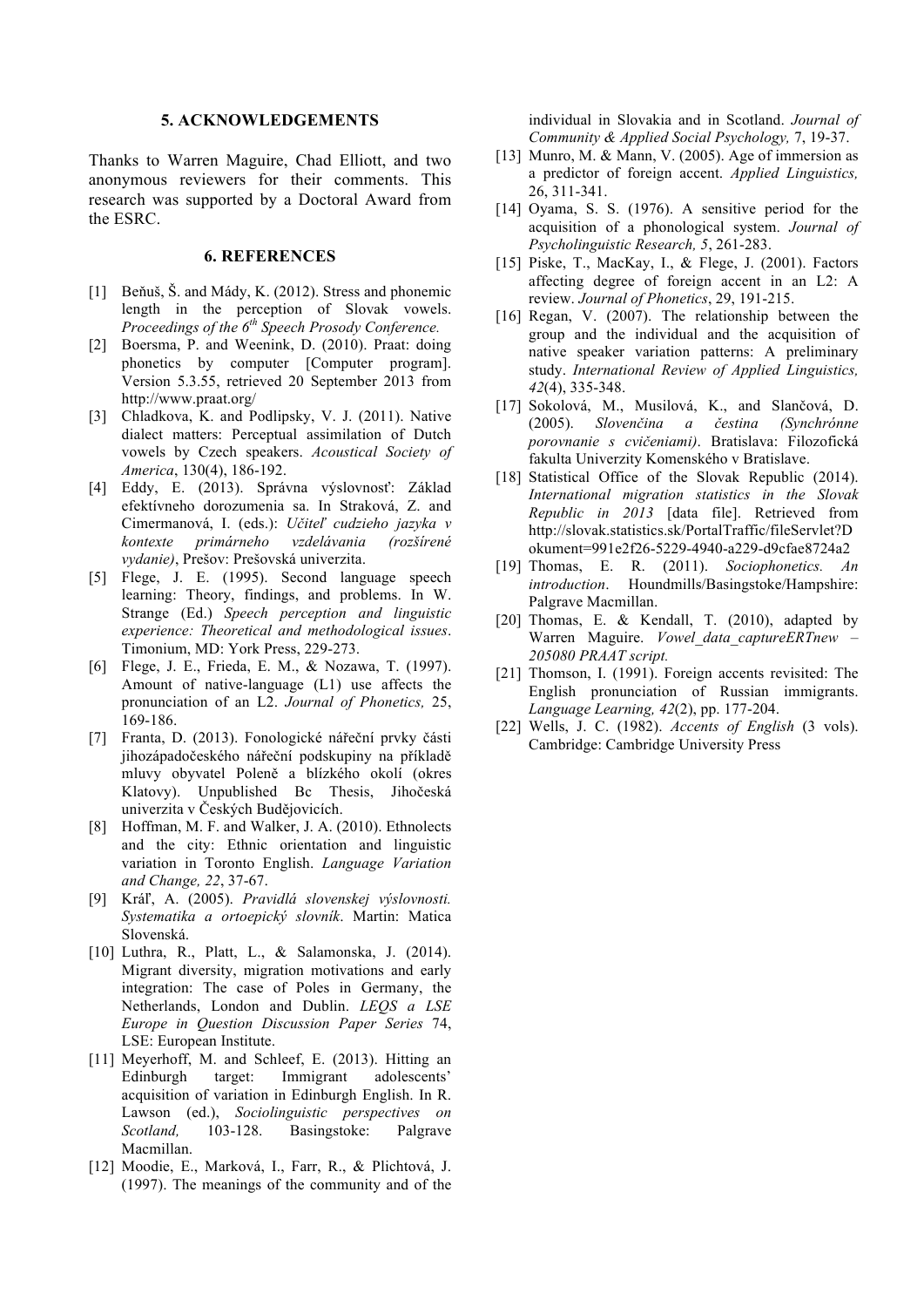## 5. ACKNOWLEDGEMENTS

Thanks to Warren Maguire, Chad Elliott, and two anonymous reviewers for their comments. This research was supported by a Doctoral Award from the ESRC.

## 6. REFERENCES

[1] Beňuš, Š. and Mády, K. (2012). Stress and phonemic length in the perception of Slovak vowels. *Proceedings of the 6th Speech Prosody Conference.*

[2] Boersma, P. and Weenink, D. (2010). Praat: doing phonetics by computer [Computer program]. Version 5.3.55, retrieved 20 September 2013 from http://www.praat.org/

[3] Chladkova, K. and Podlipsky, V. J. (2011). Native dialect matters: Perceptual assimilation of Dutch vowels by Czech speakers. *Acoustical Society of America*, 130(4), 186-192.

[4] Eddy, E. (2013). Správna výslovnosť: Základ efektívneho dorozumenia sa. In Straková, Z. and Cimermanová, I. (eds.): *Učiteľ cudzieho jazyka v kontexte primárneho vzdelávania (rozšírené vydanie)*, Prešov: Prešovská univerzita.

[5] Flege, J. E. (1995). Second language speech learning: Theory, findings, and problems. In W. Strange (Ed.) *Speech perception and linguistic experience: Theoretical and methodological issues*. Timonium, MD: York Press, 229-273.

[6] Flege, J. E., Frieda, E. M., & Nozawa, T. (1997). Amount of native-language (L1) use affects the pronunciation of an L2. *Journal of Phonetics,* 25, 169-186.

[7] Franta, D. (2013). Fonologické nářeční prvky části jihozápadočeského nářeční podskupiny na příkladě mluvy obyvatel Poleně a blízkého okolí (okres Klatovy). Unpublished Bc Thesis, Jihočeská univerzita v Českých Budějovicích.

[8] Hoffman, M. F. and Walker, J. A. (2010). Ethnolects and the city: Ethnic orientation and linguistic variation in Toronto English. *Language Variation and Change, 22*, 37-67.

[9] Kráľ, A. (2005). *Pravidlá slovenskej výslovnosti. Systematika a ortoepický slovník*. Martin: Matica Slovenská.

[10] Luthra, R., Platt, L., & Salamonska, J. (2014). Migrant diversity, migration motivations and early integration: The case of Poles in Germany, the Netherlands, London and Dublin. *LEQS a LSE Europe in Question Discussion Paper Series* 74, LSE: European Institute.

[11] Meyerhoff, M. and Schleef, E. (2013). Hitting an Edinburgh target: Immigrant adolescents' acquisition of variation in Edinburgh English. In R. Lawson (ed.), *Sociolinguistic perspectives on Scotland,* 103-128. Basingstoke: Palgrave Macmillan.

[12] Moodie, E., Marková, I., Farr, R., & Plichtová, J. (1997). The meanings of the community and of the individual in Slovakia and in Scotland. *Journal of Community & Applied Social Psychology,* 7, 19-37.

[13] Munro, M. & Mann, V. (2005). Age of immersion as a predictor of foreign accent. *Applied Linguistics,* 26, 311-341.

[14] Oyama, S. S. (1976). A sensitive period for the acquisition of a phonological system. *Journal of Psycholinguistic Research, 5*, 261-283.

[15] Piske, T., MacKay, I., & Flege, J. (2001). Factors affecting degree of foreign accent in an L2: A review. *Journal of Phonetics*, 29, 191-215.

[16] Regan, V. (2007). The relationship between the group and the individual and the acquisition of native speaker variation patterns: A preliminary study. *International Review of Applied Linguistics, 42*(4), 335-348.

[17] Sokolová, M., Musilová, K., and Slančová, D. (2005). *Slovenčina a čestina (Synchrónne porovnanie s cvičeniami)*. Bratislava: Filozofická fakulta Univerzity Komenského v Bratislave.

[18] Statistical Office of the Slovak Republic (2014). *International migration statistics in the Slovak Republic in 2013* [data file]. Retrieved from http://slovak.statistics.sk/PortalTraffic/fileServlet?Dokument=991e2f26-5229-4940-a229-d9cfae8724a2

[19] Thomas, E. R. (2011). *Sociophonetics. An introduction*. Houndmills/Basingstoke/Hampshire: Palgrave Macmillan.

[20] Thomas, E. & Kendall, T. (2010), adapted by Warren Maguire. *Vowel_data_captureERTnew – 205080 PRAAT script.*

[21] Thomson, I. (1991). Foreign accents revisited: The English pronunciation of Russian immigrants. *Language Learning, 42*(2), pp. 177-204.

[22] Wells, J. C. (1982). *Accents of English* (3 vols). Cambridge: Cambridge University Press